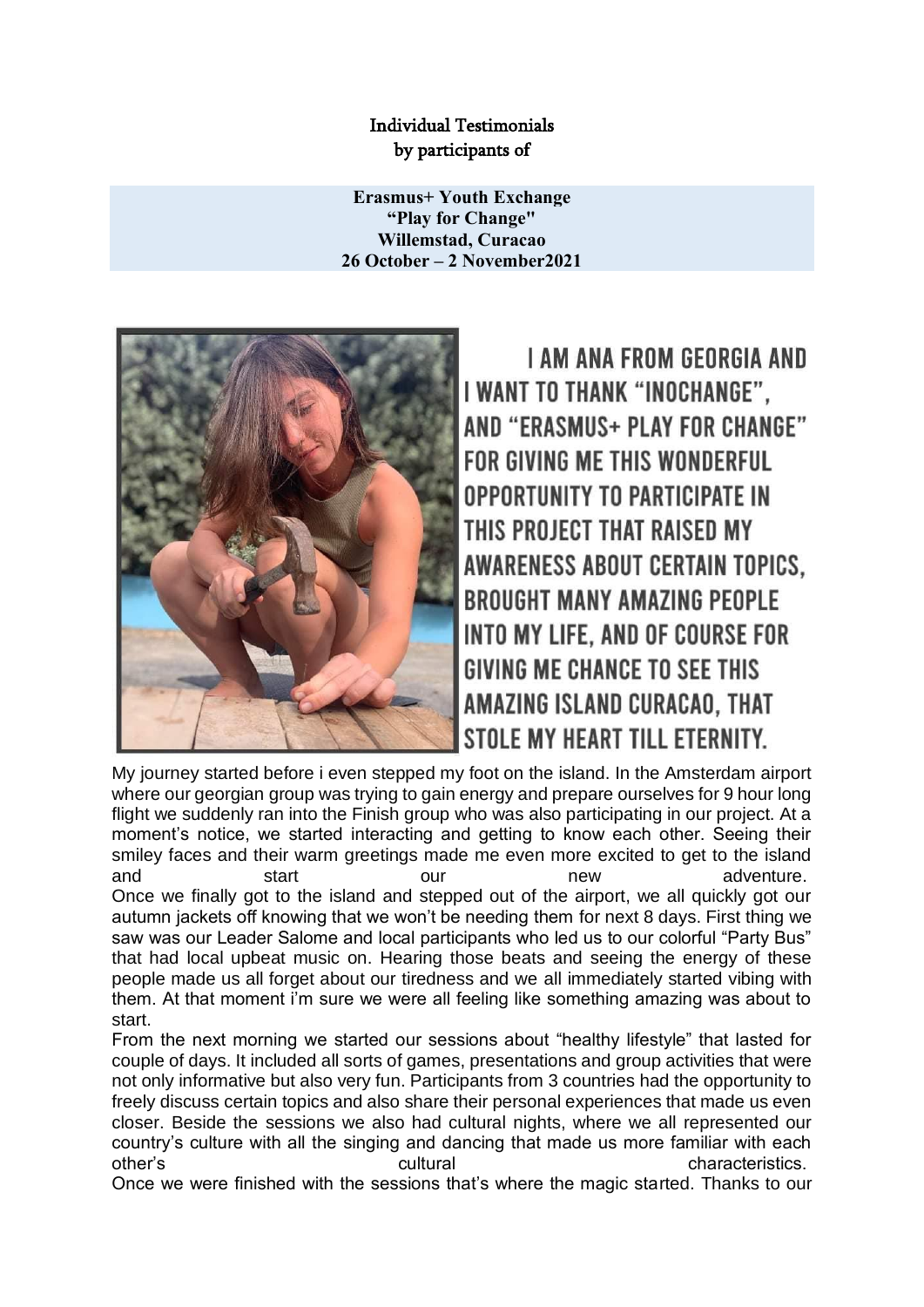# Individual Testimonials
## by participants of

**Erasmus+ Youth Exchange**
**"Play for Change"**
**Willemstad, Curacao**
**26 October – 2 November2021**

I AM ANA FROM GEORGIA AND I WANT TO THANK "INOCHANGE", AND "ERASMUS+ PLAY FOR CHANGE" FOR GIVING ME THIS WONDERFUL OPPORTUNITY TO PARTICIPATE IN THIS PROJECT THAT RAISED MY AWARENESS ABOUT CERTAIN TOPICS, BROUGHT MANY AMAZING PEOPLE INTO MY LIFE, AND OF COURSE FOR GIVING ME CHANCE TO SEE THIS AMAZING ISLAND CURACAO, THAT STOLE MY HEART TILL ETERNITY.

My journey started before i even stepped my foot on the island. In the Amsterdam airport where our georgian group was trying to gain energy and prepare ourselves for 9 hour long flight we suddenly ran into the Finish group who was also participating in our project. At a moment's notice, we started interacting and getting to know each other. Seeing their smiley faces and their warm greetings made me even more excited to get to the island and start our new adventure.

Once we finally got to the island and stepped out of the airport, we all quickly got our autumn jackets off knowing that we won't be needing them for next 8 days. First thing we saw was our Leader Salome and local participants who led us to our colorful "Party Bus" that had local upbeat music on. Hearing those beats and seeing the energy of these people made us all forget about our tiredness and we all immediately started vibing with them. At that moment i'm sure we were all feeling like something amazing was about to start.

From the next morning we started our sessions about "healthy lifestyle" that lasted for couple of days. It included all sorts of games, presentations and group activities that were not only informative but also very fun. Participants from 3 countries had the opportunity to freely discuss certain topics and also share their personal experiences that made us even closer. Beside the sessions we also had cultural nights, where we all represented our country's culture with all the singing and dancing that made us more familiar with each other's cultural characteristics.

Once we were finished with the sessions that's where the magic started. Thanks to our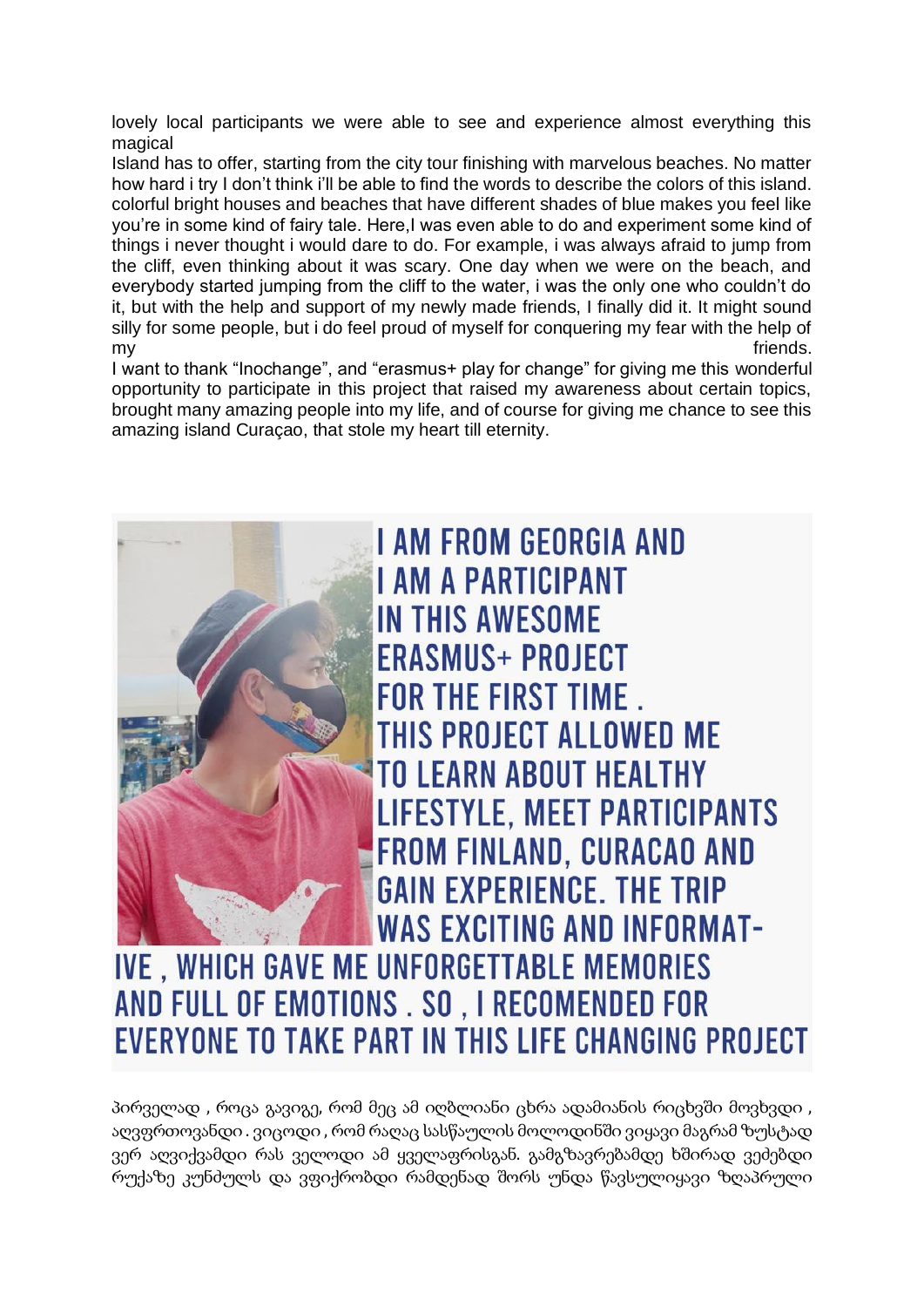lovely local participants we were able to see and experience almost everything this magical
Island has to offer, starting from the city tour finishing with marvelous beaches. No matter how hard i try I don't think i'll be able to find the words to describe the colors of this island. colorful bright houses and beaches that have different shades of blue makes you feel like you're in some kind of fairy tale. Here,I was even able to do and experiment some kind of things i never thought i would dare to do. For example, i was always afraid to jump from the cliff, even thinking about it was scary. One day when we were on the beach, and everybody started jumping from the cliff to the water, i was the only one who couldn't do it, but with the help and support of my newly made friends, I finally did it. It might sound silly for some people, but i do feel proud of myself for conquering my fear with the help of my friends.
I want to thank "Inochange", and "erasmus+ play for change" for giving me this wonderful opportunity to participate in this project that raised my awareness about certain topics, brought many amazing people into my life, and of course for giving me chance to see this amazing island Curaçao, that stole my heart till eternity.

I AM FROM GEORGIA AND I AM A PARTICIPANT IN THIS AWESOME ERASMUS+ PROJECT FOR THE FIRST TIME . THIS PROJECT ALLOWED ME TO LEARN ABOUT HEALTHY LIFESTYLE, MEET PARTICIPANTS FROM FINLAND, CURACAO AND GAIN EXPERIENCE. THE TRIP WAS EXCITING AND INFORMATIVE , WHICH GAVE ME UNFORGETTABLE MEMORIES AND FULL OF EMOTIONS . SO , I RECOMENDED FOR EVERYONE TO TAKE PART IN THIS LIFE CHANGING PROJECT

პირველად , როცა გავიგე, რომ მეც ამ იღბლიანი ცხრა ადამიანის რიცხვში მოვხვდი , აღვფრთოვანდი . ვიცოდი , რომ რაღაც სასწაულის მოლოდინში ვიყავი მაგრამ ზუსტად ვერ აღვიქვამდი რას ველოდი ამ ყველაფრისგან. გამგზავრებამდე ხშირად ვეძებდი რუქაზე კუნძულს და ვფიქრობდი რამდენად შორს უნდა წავსულიყავი ზღაპრული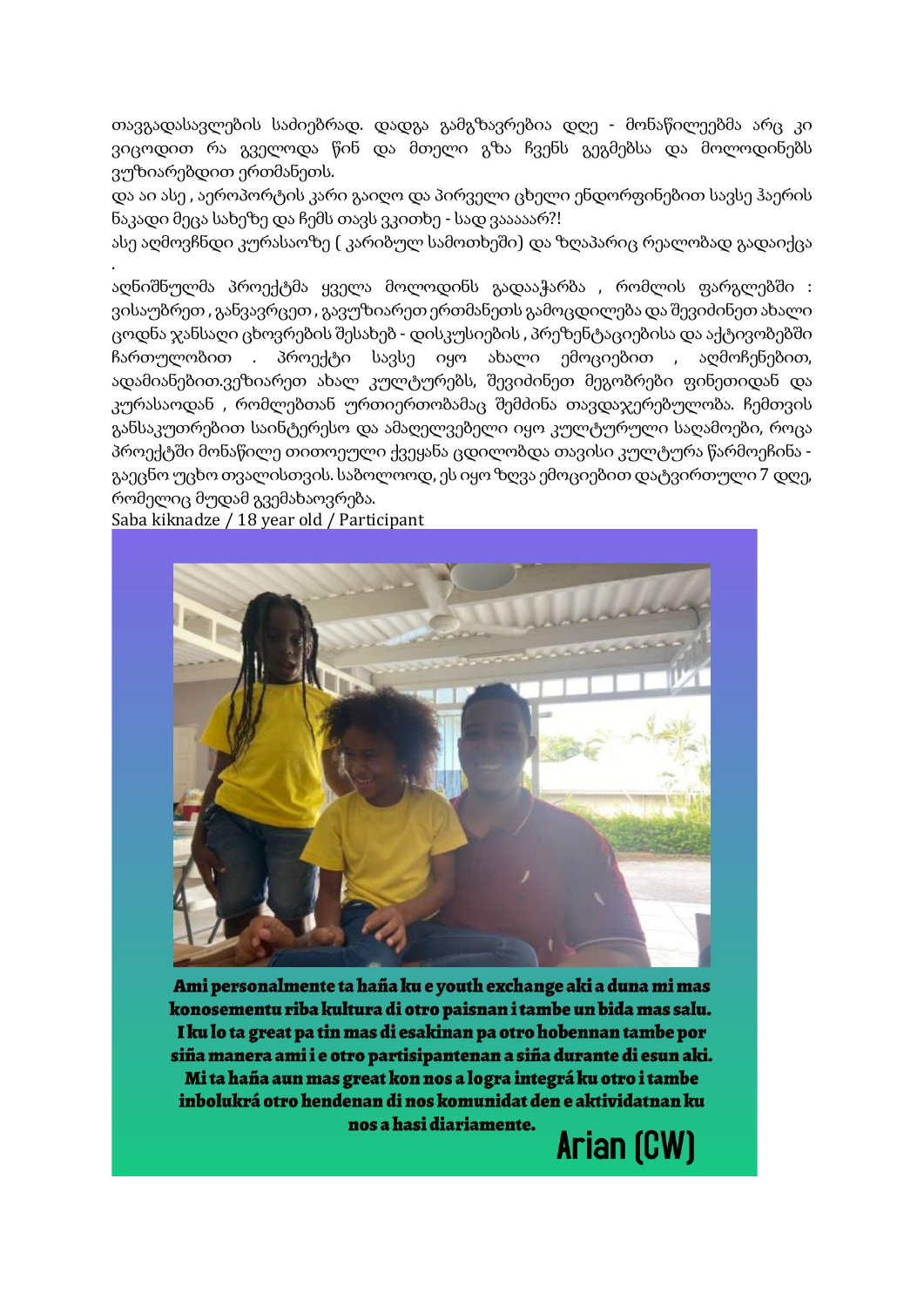თავგადასავლების საძიებრად. დადგა გამგზავრებია დღე - მონაწილეებმა არც კი ვიცოდით რა გველოდა წინ და მთელი გზა ჩვენს გეგმებსა და მოლოდინებს ვუზიარებდით ერთმანეთს.

და აი ასე , აეროპორტის კარი გაიღო და პირველი ცხელი ენდორფინებით სავსე ჰაერის ნაკადი მეცა სახეზე და ჩემს თავს ვკითხე - სად ვააააარ?!

ასე აღმოვჩნდი კურასაოზე ( კარიბულ სამოთხეში) და ზღაპარიც რეალობად გადაიქცა .

აღნიშნულმა პროექტმა ყველა მოლოდინს გადააჭარბა , რომლის ფარგლებში : ვისაუბრეთ , განვავრცეთ , გავუზიარეთ ერთმანეთს გამოცდილება და შევიძინეთ ახალი ცოდნა ჯანსაღი ცხოვრების შესახებ - დისკუსიების , პრეზენტაციებისა და აქტივობებში ჩართულობით . პროექტი სავსე იყო ახალი ემოციებით , აღმოჩენებით, ადამიანებით.ვეზიარეთ ახალ კულტურებს, შევიძინეთ მეგობრები ფინეთიდან და კურასაოდან , რომლებთან ურთიერთობამაც შემძინა თავდაჯერებულობა. ჩემთვის განსაკუთრებით საინტერესო და ამაღელვებელი იყო კულტურული საღამოები, როცა პროექტში მონაწილე თითოეული ქვეყანა ცდილობდა თავისი კულტურა წარმოეჩინა - გაეცნო უცხო თვალისთვის. საბოლოოდ, ეს იყო ზღვა ემოციებით დატვირთული 7 დღე, რომელიც მუდამ გვემახსოვრება.

Saba kiknadze / 18 year old / Participant

**Ami personalmente ta haña ku e youth exchange aki a duna mi mas konosementu riba kultura di otro paisnan i tambe un bida mas salu. I ku lo ta great pa tin mas di esakinan pa otro hobennan tambe por siña manera ami i e otro partisipantenan a siña durante di esun aki. Mi ta haña aun mas great kon nos a logra integrá ku otro i tambe inbolukrá otro hendenan di nos komunidat den e aktividatnan ku nos a hasi diariamente.**

**Arian (CW)**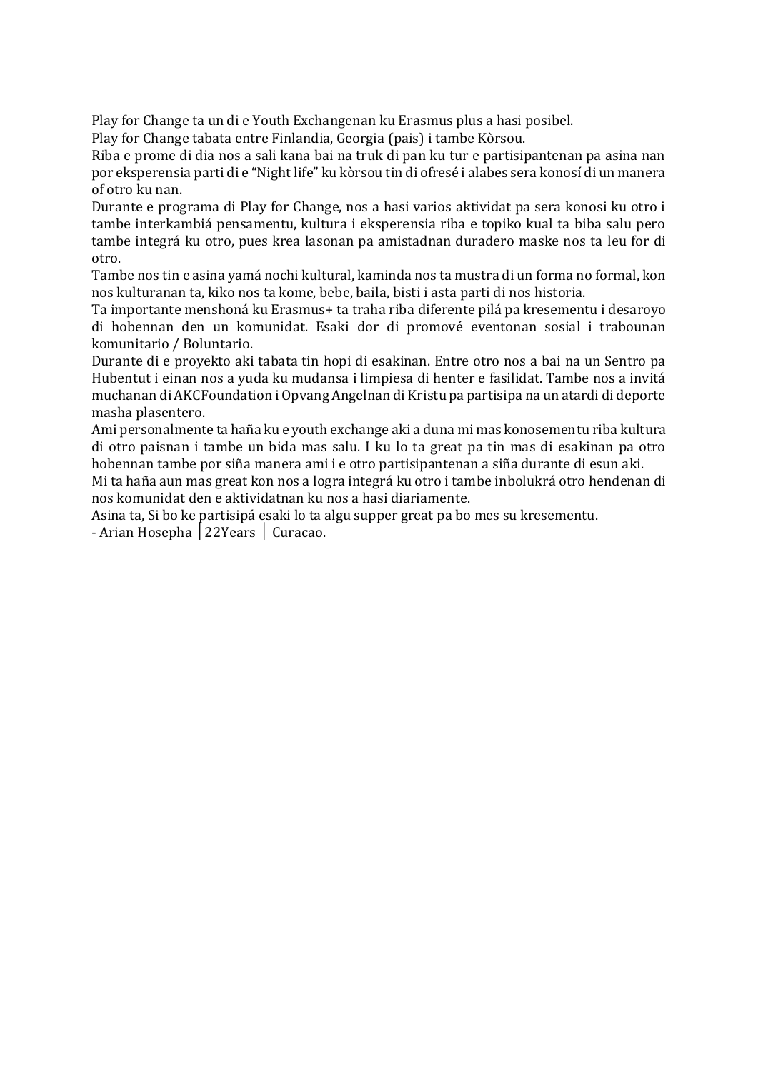Play for Change ta un di e Youth Exchangenan ku Erasmus plus a hasi posibel.
Play for Change tabata entre Finlandia, Georgia (pais) i tambe Kòrsou.
Riba e prome di dia nos a sali kana bai na truk di pan ku tur e partisipantenan pa asina nan por eksperensia parti di e "Night life" ku kòrsou tin di ofresé i alabes sera konosí di un manera of otro ku nan.
Durante e programa di Play for Change, nos a hasi varios aktividat pa sera konosi ku otro i tambe interkambiá pensamentu, kultura i eksperensia riba e topiko kual ta biba salu pero tambe integrá ku otro, pues krea lasonan pa amistadnan duradero maske nos ta leu for di otro.
Tambe nos tin e asina yamá nochi kultural, kaminda nos ta mustra di un forma no formal, kon nos kulturanan ta, kiko nos ta kome, bebe, baila, bisti i asta parti di nos historia.
Ta importante menshoná ku Erasmus+ ta traha riba diferente pilá pa kresementu i desaroyo di hobennan den un komunidat. Esaki dor di promové eventonan sosial i trabounan komunitario / Boluntario.
Durante di e proyekto aki tabata tin hopi di esakinan. Entre otro nos a bai na un Sentro pa Hubentut i einan nos a yuda ku mudansa i limpiesa di henter e fasilidat. Tambe nos a invitá muchanan di AKCFoundation i Opvang Angelnan di Kristu pa partisipa na un atardi di deporte masha plasentero.
Ami personalmente ta haña ku e youth exchange aki a duna mi mas konosementu riba kultura di otro paisnan i tambe un bida mas salu. I ku lo ta great pa tin mas di esakinan pa otro hobennan tambe por siña manera ami i e otro partisipantenan a siña durante di esun aki.
Mi ta haña aun mas great kon nos a logra integrá ku otro i tambe inbolukrá otro hendenan di nos komunidat den e aktividatnan ku nos a hasi diariamente.
Asina ta, Si bo ke partisipá esaki lo ta algu supper great pa bo mes su kresementu.
- Arian Hosepha │22Years │ Curacao.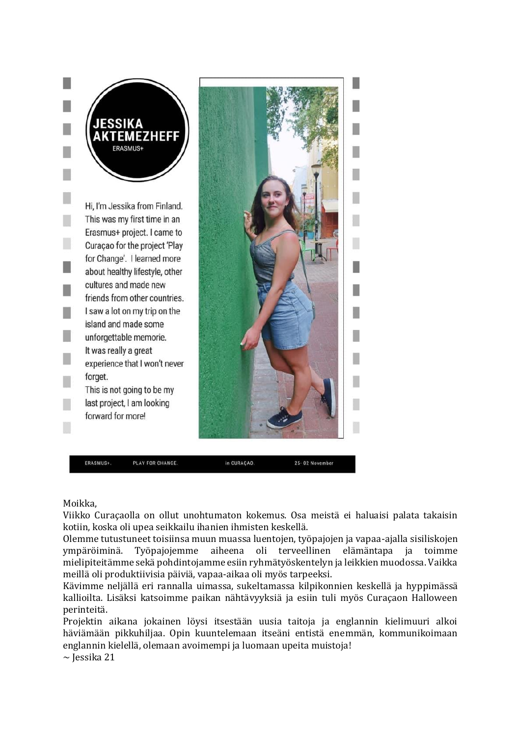**JESSICA AKTEMEZHEFF**

ERASMUS+

Hi, I'm Jessica from Finland. This was my first time in an Erasmus+ project. I came to Curaçao for the project 'Play for Change'. I learned more about healthy lifestyle, other cultures and made new friends from other countries. I saw a lot on my trip on the island and made some unforgettable memorie. It was really a great experience that I won't never forget. This is not going to be my last project, I am looking forward for more!

ERASMUS+. PLAY FOR CHANGE. in CURAÇAO. 25- 02 November

Moikka,

Viikko Curaçaolla on ollut unohtumaton kokemus. Osa meistä ei haluaisi palata takaisin kotiin, koska oli upea seikkailu ihanien ihmisten keskellä.

Olemme tutustuneet toisiinsa muun muassa luentojen, työpajojen ja vapaa-ajalla sisiliskojen ympäröiminä. Työpajojemme aiheena oli terveellinen elämäntapa ja toimme mielipiteitämme sekä pohdintojamme esiin ryhmätyöskentelyn ja leikkien muodossa. Vaikka meillä oli produktiivisia päiviä, vapaa-aikaa oli myös tarpeeksi.

Kävimme neljällä eri rannalla uimassa, sukeltamassa kilpikonnien keskellä ja hyppimässä kallioilta. Lisäksi katsoimme paikan nähtävyyksiä ja esiin tuli myös Curaçaon Halloween perinteitä.

Projektin aikana jokainen löysi itsestään uusia taitoja ja englannin kielimuuri alkoi häviämään pikkuhiljaa. Opin kuuntelemaan itseäni entistä enemmän, kommunikoimaan englannin kielellä, olemaan avoimempi ja luomaan upeita muistoja!

~ Jessika 21